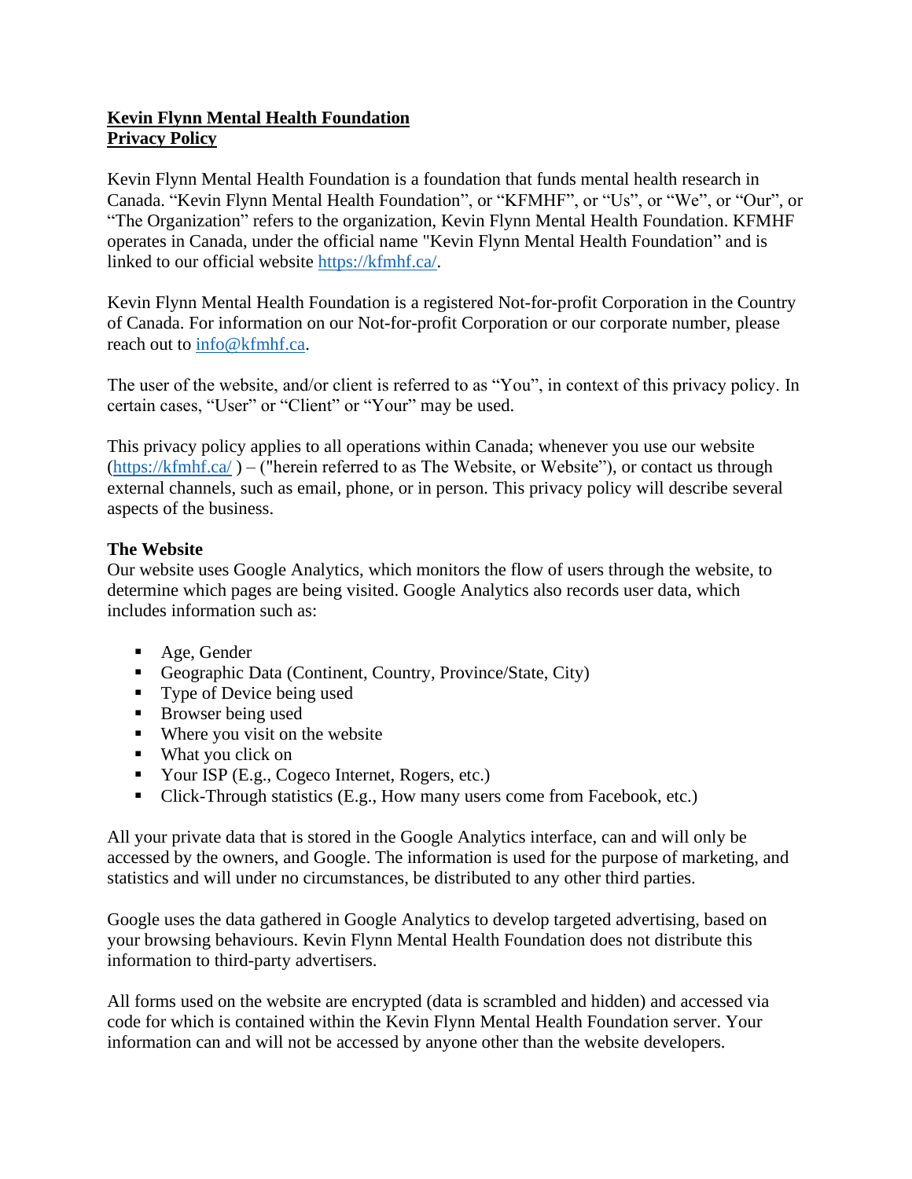**<u>Kevin Flynn Mental Health Foundation</u>**
**<u>Privacy Policy</u>**

Kevin Flynn Mental Health Foundation is a foundation that funds mental health research in Canada. “Kevin Flynn Mental Health Foundation”, or “KFMHF”, or “Us”, or “We”, or “Our”, or “The Organization” refers to the organization, Kevin Flynn Mental Health Foundation. KFMHF operates in Canada, under the official name "Kevin Flynn Mental Health Foundation” and is linked to our official website [https://kfmhf.ca/](https://kfmhf.ca/).

Kevin Flynn Mental Health Foundation is a registered Not-for-profit Corporation in the Country of Canada. For information on our Not-for-profit Corporation or our corporate number, please reach out to [info@kfmhf.ca](mailto:info@kfmhf.ca).

The user of the website, and/or client is referred to as “You”, in context of this privacy policy. In certain cases, “User” or “Client” or “Your” may be used.

This privacy policy applies to all operations within Canada; whenever you use our website ([https://kfmhf.ca/](https://kfmhf.ca/) ) – ("herein referred to as The Website, or Website”), or contact us through external channels, such as email, phone, or in person. This privacy policy will describe several aspects of the business.

**The Website**
Our website uses Google Analytics, which monitors the flow of users through the website, to determine which pages are being visited. Google Analytics also records user data, which includes information such as:

- Age, Gender
- Geographic Data (Continent, Country, Province/State, City)
- Type of Device being used
- Browser being used
- Where you visit on the website
- What you click on
- Your ISP (E.g., Cogeco Internet, Rogers, etc.)
- Click-Through statistics (E.g., How many users come from Facebook, etc.)

All your private data that is stored in the Google Analytics interface, can and will only be accessed by the owners, and Google. The information is used for the purpose of marketing, and statistics and will under no circumstances, be distributed to any other third parties.

Google uses the data gathered in Google Analytics to develop targeted advertising, based on your browsing behaviours. Kevin Flynn Mental Health Foundation does not distribute this information to third-party advertisers.

All forms used on the website are encrypted (data is scrambled and hidden) and accessed via code for which is contained within the Kevin Flynn Mental Health Foundation server. Your information can and will not be accessed by anyone other than the website developers.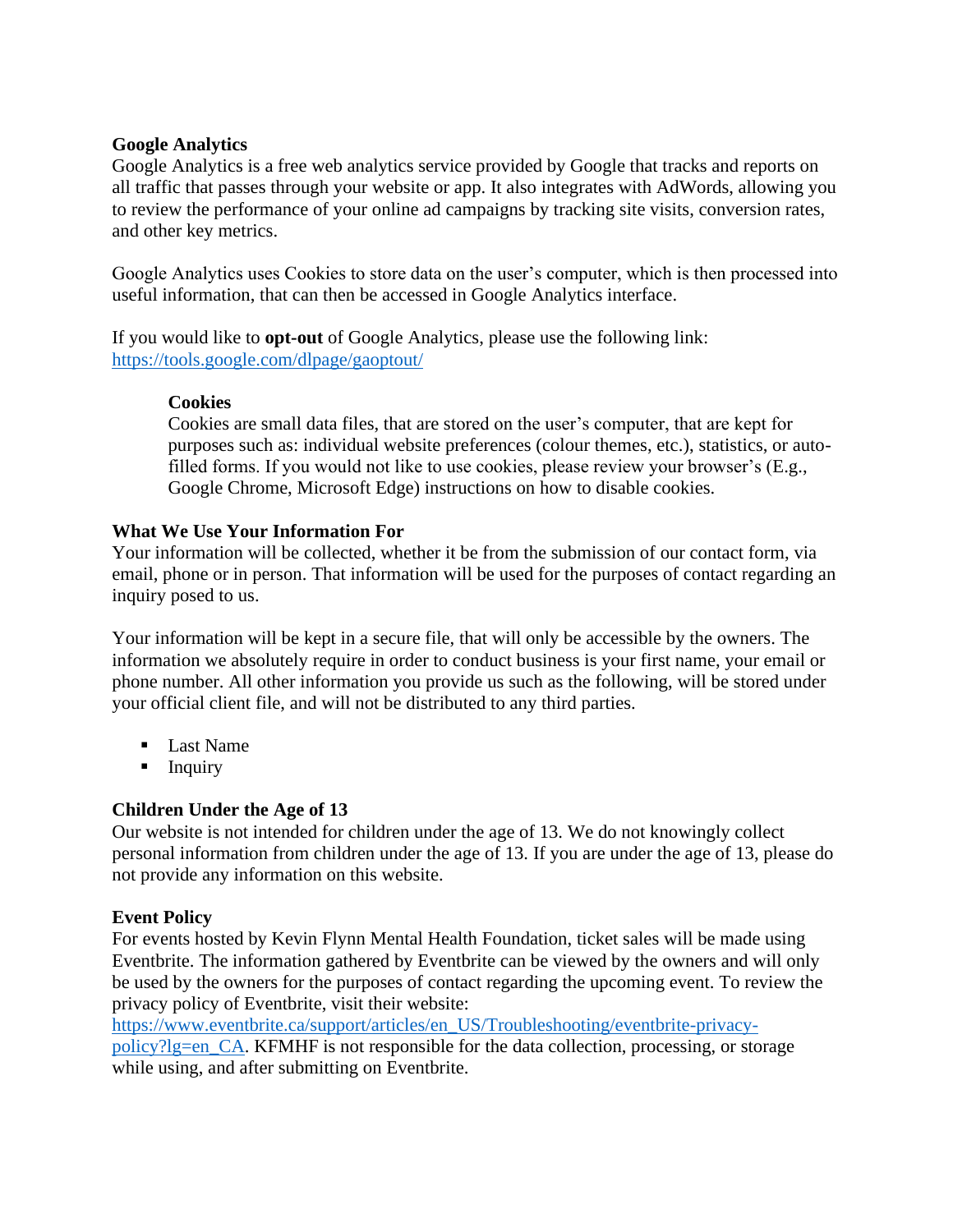**Google Analytics**
Google Analytics is a free web analytics service provided by Google that tracks and reports on all traffic that passes through your website or app. It also integrates with AdWords, allowing you to review the performance of your online ad campaigns by tracking site visits, conversion rates, and other key metrics.

Google Analytics uses Cookies to store data on the user's computer, which is then processed into useful information, that can then be accessed in Google Analytics interface.

If you would like to **opt-out** of Google Analytics, please use the following link: https://tools.google.com/dlpage/gaoptout/

> **Cookies**
> Cookies are small data files, that are stored on the user's computer, that are kept for purposes such as: individual website preferences (colour themes, etc.), statistics, or auto-filled forms. If you would not like to use cookies, please review your browser's (E.g., Google Chrome, Microsoft Edge) instructions on how to disable cookies.

**What We Use Your Information For**
Your information will be collected, whether it be from the submission of our contact form, via email, phone or in person. That information will be used for the purposes of contact regarding an inquiry posed to us.

Your information will be kept in a secure file, that will only be accessible by the owners. The information we absolutely require in order to conduct business is your first name, your email or phone number. All other information you provide us such as the following, will be stored under your official client file, and will not be distributed to any third parties.

- Last Name
- Inquiry

**Children Under the Age of 13**
Our website is not intended for children under the age of 13. We do not knowingly collect personal information from children under the age of 13. If you are under the age of 13, please do not provide any information on this website.

**Event Policy**
For events hosted by Kevin Flynn Mental Health Foundation, ticket sales will be made using Eventbrite. The information gathered by Eventbrite can be viewed by the owners and will only be used by the owners for the purposes of contact regarding the upcoming event. To review the privacy policy of Eventbrite, visit their website: https://www.eventbrite.ca/support/articles/en_US/Troubleshooting/eventbrite-privacy-policy?lg=en_CA. KFMHF is not responsible for the data collection, processing, or storage while using, and after submitting on Eventbrite.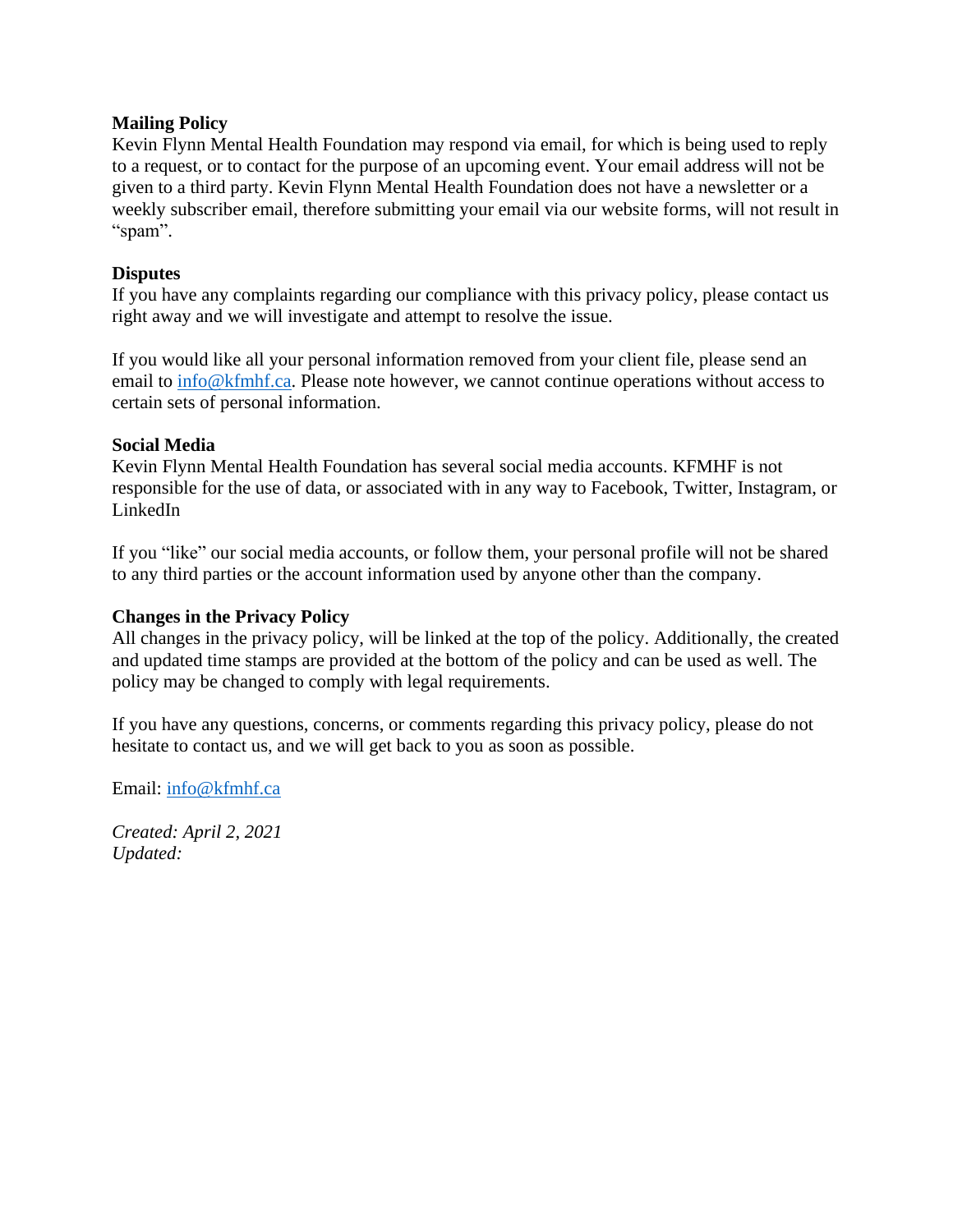**Mailing Policy**
Kevin Flynn Mental Health Foundation may respond via email, for which is being used to reply to a request, or to contact for the purpose of an upcoming event. Your email address will not be given to a third party. Kevin Flynn Mental Health Foundation does not have a newsletter or a weekly subscriber email, therefore submitting your email via our website forms, will not result in "spam".

**Disputes**
If you have any complaints regarding our compliance with this privacy policy, please contact us right away and we will investigate and attempt to resolve the issue.

If you would like all your personal information removed from your client file, please send an email to [info@kfmhf.ca](mailto:info@kfmhf.ca). Please note however, we cannot continue operations without access to certain sets of personal information.

**Social Media**
Kevin Flynn Mental Health Foundation has several social media accounts. KFMHF is not responsible for the use of data, or associated with in any way to Facebook, Twitter, Instagram, or LinkedIn

If you "like" our social media accounts, or follow them, your personal profile will not be shared to any third parties or the account information used by anyone other than the company.

**Changes in the Privacy Policy**
All changes in the privacy policy, will be linked at the top of the policy. Additionally, the created and updated time stamps are provided at the bottom of the policy and can be used as well. The policy may be changed to comply with legal requirements.

If you have any questions, concerns, or comments regarding this privacy policy, please do not hesitate to contact us, and we will get back to you as soon as possible.

Email: [info@kfmhf.ca](mailto:info@kfmhf.ca)

*Created: April 2, 2021*
*Updated:*